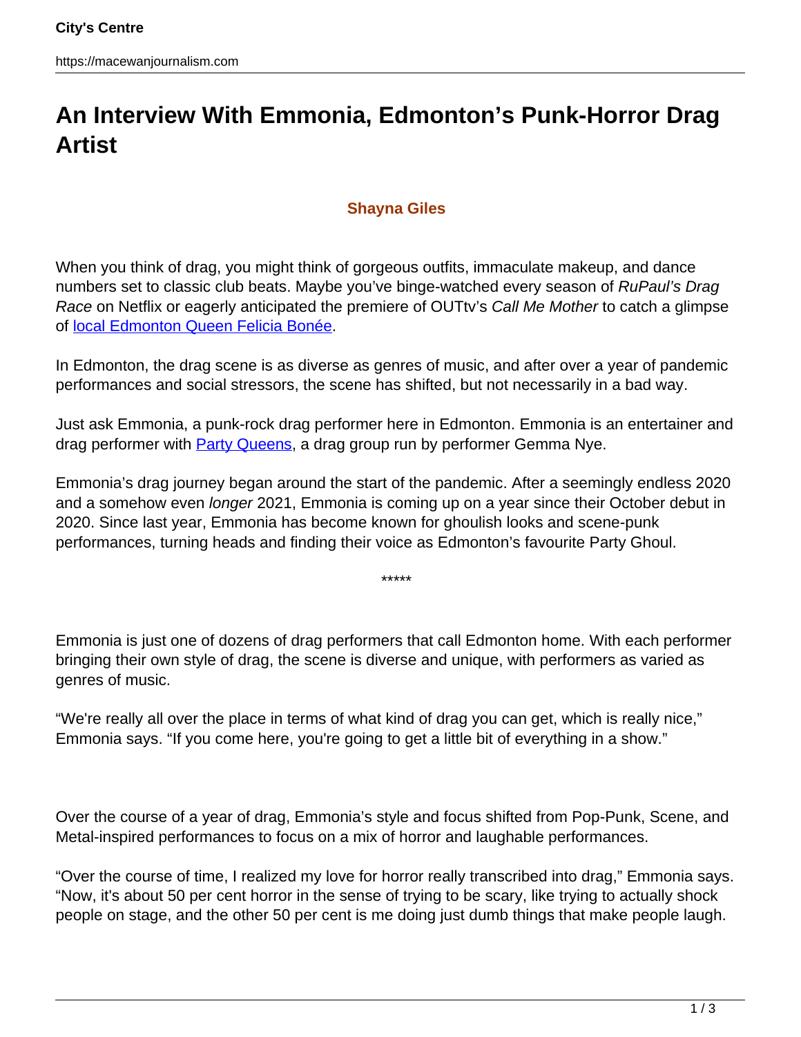# An Interview With Emmonia, Edmonton's Punk-Horror Drag Artist

**Shayna Giles**

When you think of drag, you might think of gorgeous outfits, immaculate makeup, and dance numbers set to classic club beats. Maybe you've binge-watched every season of *RuPaul's Drag Race* on Netflix or eagerly anticipated the premiere of OUTtv's *Call Me Mother* to catch a glimpse of local Edmonton Queen Felicia Bonée.

In Edmonton, the drag scene is as diverse as genres of music, and after over a year of pandemic performances and social stressors, the scene has shifted, but not necessarily in a bad way.

Just ask Emmonia, a punk-rock drag performer here in Edmonton. Emmonia is an entertainer and drag performer with Party Queens, a drag group run by performer Gemma Nye.

Emmonia's drag journey began around the start of the pandemic. After a seemingly endless 2020 and a somehow even *longer* 2021, Emmonia is coming up on a year since their October debut in 2020. Since last year, Emmonia has become known for ghoulish looks and scene-punk performances, turning heads and finding their voice as Edmonton's favourite Party Ghoul.

*****

Emmonia is just one of dozens of drag performers that call Edmonton home. With each performer bringing their own style of drag, the scene is diverse and unique, with performers as varied as genres of music.

"We're really all over the place in terms of what kind of drag you can get, which is really nice," Emmonia says. "If you come here, you're going to get a little bit of everything in a show."

Over the course of a year of drag, Emmonia's style and focus shifted from Pop-Punk, Scene, and Metal-inspired performances to focus on a mix of horror and laughable performances.

"Over the course of time, I realized my love for horror really transcribed into drag," Emmonia says. "Now, it's about 50 per cent horror in the sense of trying to be scary, like trying to actually shock people on stage, and the other 50 per cent is me doing just dumb things that make people laugh.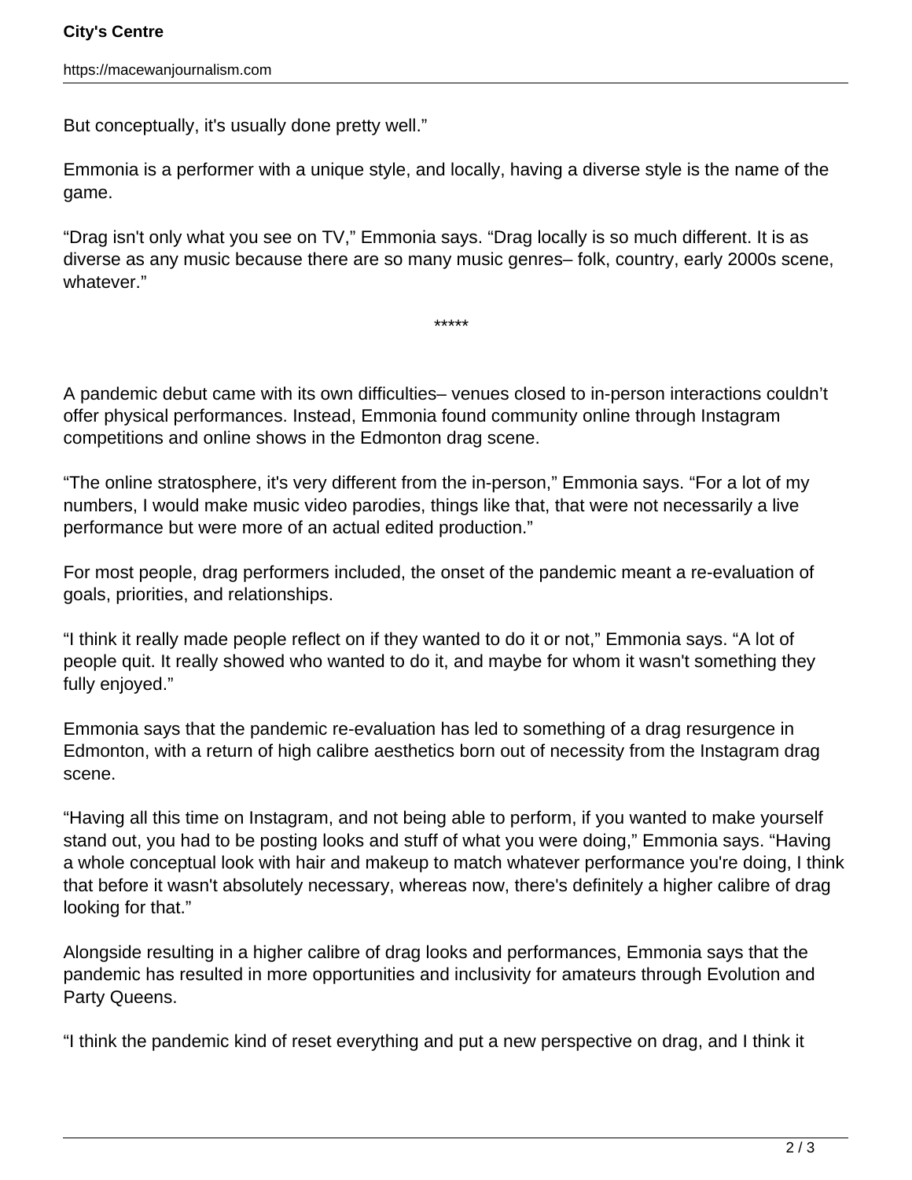But conceptually, it's usually done pretty well."

Emmonia is a performer with a unique style, and locally, having a diverse style is the name of the game.

"Drag isn't only what you see on TV," Emmonia says. "Drag locally is so much different. It is as diverse as any music because there are so many music genres– folk, country, early 2000s scene, whatever."

*****

A pandemic debut came with its own difficulties– venues closed to in-person interactions couldn't offer physical performances. Instead, Emmonia found community online through Instagram competitions and online shows in the Edmonton drag scene.

"The online stratosphere, it's very different from the in-person," Emmonia says. "For a lot of my numbers, I would make music video parodies, things like that, that were not necessarily a live performance but were more of an actual edited production."

For most people, drag performers included, the onset of the pandemic meant a re-evaluation of goals, priorities, and relationships.

"I think it really made people reflect on if they wanted to do it or not," Emmonia says. "A lot of people quit. It really showed who wanted to do it, and maybe for whom it wasn't something they fully enjoyed."

Emmonia says that the pandemic re-evaluation has led to something of a drag resurgence in Edmonton, with a return of high calibre aesthetics born out of necessity from the Instagram drag scene.

"Having all this time on Instagram, and not being able to perform, if you wanted to make yourself stand out, you had to be posting looks and stuff of what you were doing," Emmonia says. "Having a whole conceptual look with hair and makeup to match whatever performance you're doing, I think that before it wasn't absolutely necessary, whereas now, there's definitely a higher calibre of drag looking for that."

Alongside resulting in a higher calibre of drag looks and performances, Emmonia says that the pandemic has resulted in more opportunities and inclusivity for amateurs through Evolution and Party Queens.

"I think the pandemic kind of reset everything and put a new perspective on drag, and I think it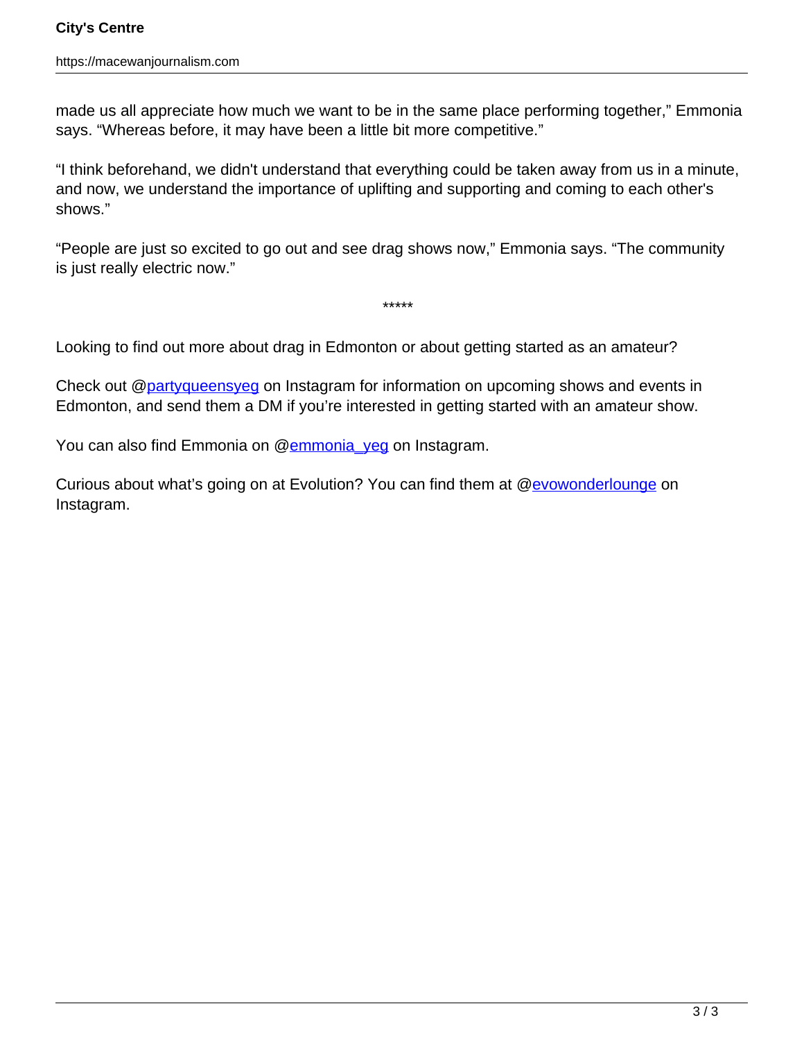made us all appreciate how much we want to be in the same place performing together," Emmonia says. "Whereas before, it may have been a little bit more competitive."

"I think beforehand, we didn't understand that everything could be taken away from us in a minute, and now, we understand the importance of uplifting and supporting and coming to each other's shows."

"People are just so excited to go out and see drag shows now," Emmonia says. "The community is just really electric now."

*****

Looking to find out more about drag in Edmonton or about getting started as an amateur?

Check out @partyqueensyeg on Instagram for information on upcoming shows and events in Edmonton, and send them a DM if you're interested in getting started with an amateur show.

You can also find Emmonia on @emmonia_yeg on Instagram.

Curious about what's going on at Evolution? You can find them at @evowonderlounge on Instagram.